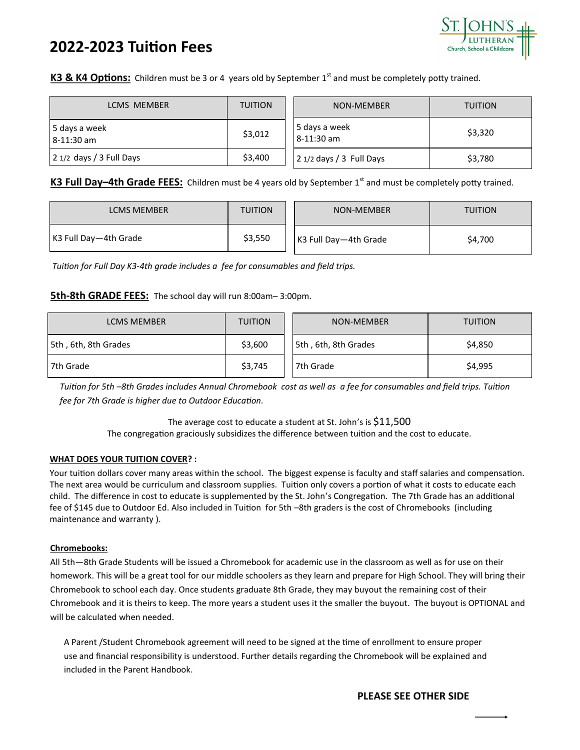# 2022-2023 Tuition Fees

St. John's Lutheran Church, School & Childcare

**K3 & K4 Options:** Children must be 3 or 4 years old by September 1st and must be completely potty trained.

| LCMS MEMBER | TUITION |
|---|---|
| 5 days a week 8-11:30 am | $3,012 |
| 2 1/2 days / 3 Full Days | $3,400 |

| NON-MEMBER | TUITION |
|---|---|
| 5 days a week 8-11:30 am | $3,320 |
| 2 1/2 days / 3 Full Days | $3,780 |

**K3 Full Day–4th Grade FEES:** Children must be 4 years old by September 1st and must be completely potty trained.

| LCMS MEMBER | TUITION |
|---|---|
| K3 Full Day—4th Grade | $3,550 |

| NON-MEMBER | TUITION |
|---|---|
| K3 Full Day—4th Grade | $4,700 |

*Tuition for Full Day K3-4th grade includes a fee for consumables and field trips.*

**5th-8th GRADE FEES:** The school day will run 8:00am– 3:00pm.

| LCMS MEMBER | TUITION |
|---|---|
| 5th , 6th, 8th Grades | $3,600 |
| 7th Grade | $3,745 |

| NON-MEMBER | TUITION |
|---|---|
| 5th , 6th, 8th Grades | $4,850 |
| 7th Grade | $4,995 |

*Tuition for 5th –8th Grades includes Annual Chromebook cost as well as a fee for consumables and field trips. Tuition fee for 7th Grade is higher due to Outdoor Education.*

The average cost to educate a student at St. John's is $11,500
The congregation graciously subsidizes the difference between tuition and the cost to educate.

**WHAT DOES YOUR TUITION COVER? :**

Your tuition dollars cover many areas within the school. The biggest expense is faculty and staff salaries and compensation. The next area would be curriculum and classroom supplies. Tuition only covers a portion of what it costs to educate each child. The difference in cost to educate is supplemented by the St. John's Congregation. The 7th Grade has an additional fee of $145 due to Outdoor Ed. Also included in Tuition for 5th –8th graders is the cost of Chromebooks (including maintenance and warranty ).

**Chromebooks:**

All 5th—8th Grade Students will be issued a Chromebook for academic use in the classroom as well as for use on their homework. This will be a great tool for our middle schoolers as they learn and prepare for High School. They will bring their Chromebook to school each day. Once students graduate 8th Grade, they may buyout the remaining cost of their Chromebook and it is theirs to keep. The more years a student uses it the smaller the buyout. The buyout is OPTIONAL and will be calculated when needed.

A Parent /Student Chromebook agreement will need to be signed at the time of enrollment to ensure proper use and financial responsibility is understood. Further details regarding the Chromebook will be explained and included in the Parent Handbook.

**PLEASE SEE OTHER SIDE**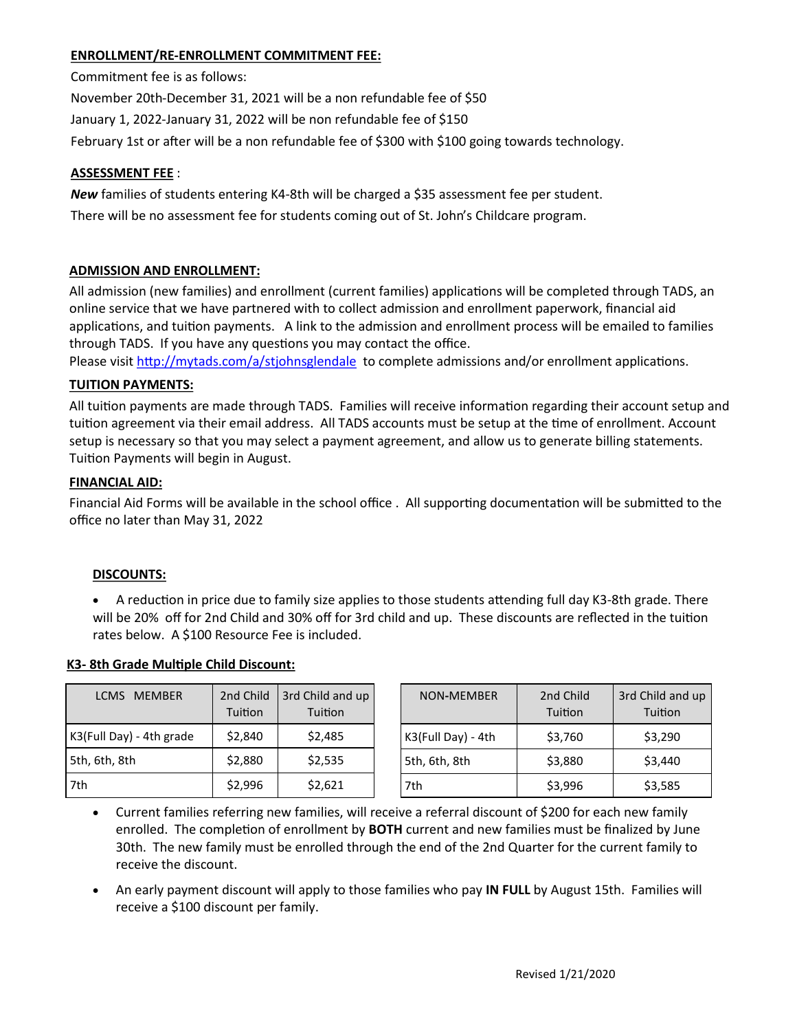**ENROLLMENT/RE-ENROLLMENT COMMITMENT FEE:**

Commitment fee is as follows:

November 20th-December 31, 2021 will be a non refundable fee of $50

January 1, 2022-January 31, 2022 will be non refundable fee of $150

February 1st or after will be a non refundable fee of $300 with $100 going towards technology.

**ASSESSMENT FEE** :

***New*** families of students entering K4-8th will be charged a $35 assessment fee per student.

There will be no assessment fee for students coming out of St. John's Childcare program.

**ADMISSION AND ENROLLMENT:**

All admission (new families) and enrollment (current families) applications will be completed through TADS, an online service that we have partnered with to collect admission and enrollment paperwork, financial aid applications, and tuition payments. A link to the admission and enrollment process will be emailed to families through TADS. If you have any questions you may contact the office.

Please visit http://mytads.com/a/stjohnsglendale to complete admissions and/or enrollment applications.

**TUITION PAYMENTS:**

All tuition payments are made through TADS. Families will receive information regarding their account setup and tuition agreement via their email address. All TADS accounts must be setup at the time of enrollment. Account setup is necessary so that you may select a payment agreement, and allow us to generate billing statements. Tuition Payments will begin in August.

**FINANCIAL AID:**

Financial Aid Forms will be available in the school office . All supporting documentation will be submitted to the office no later than May 31, 2022

**DISCOUNTS:**

- A reduction in price due to family size applies to those students attending full day K3-8th grade. There will be 20% off for 2nd Child and 30% off for 3rd child and up. These discounts are reflected in the tuition rates below. A $100 Resource Fee is included.

**K3- 8th Grade Multiple Child Discount:**

| LCMS MEMBER | 2nd Child Tuition | 3rd Child and up Tuition |
|---|---|---|
| K3(Full Day) - 4th grade | $2,840 | $2,485 |
| 5th, 6th, 8th | $2,880 | $2,535 |
| 7th | $2,996 | $2,621 |

| NON-MEMBER | 2nd Child Tuition | 3rd Child and up Tuition |
|---|---|---|
| K3(Full Day) - 4th | $3,760 | $3,290 |
| 5th, 6th, 8th | $3,880 | $3,440 |
| 7th | $3,996 | $3,585 |

- Current families referring new families, will receive a referral discount of $200 for each new family enrolled. The completion of enrollment by **BOTH** current and new families must be finalized by June 30th. The new family must be enrolled through the end of the 2nd Quarter for the current family to receive the discount.
- An early payment discount will apply to those families who pay **IN FULL** by August 15th. Families will receive a $100 discount per family.

Revised 1/21/2020